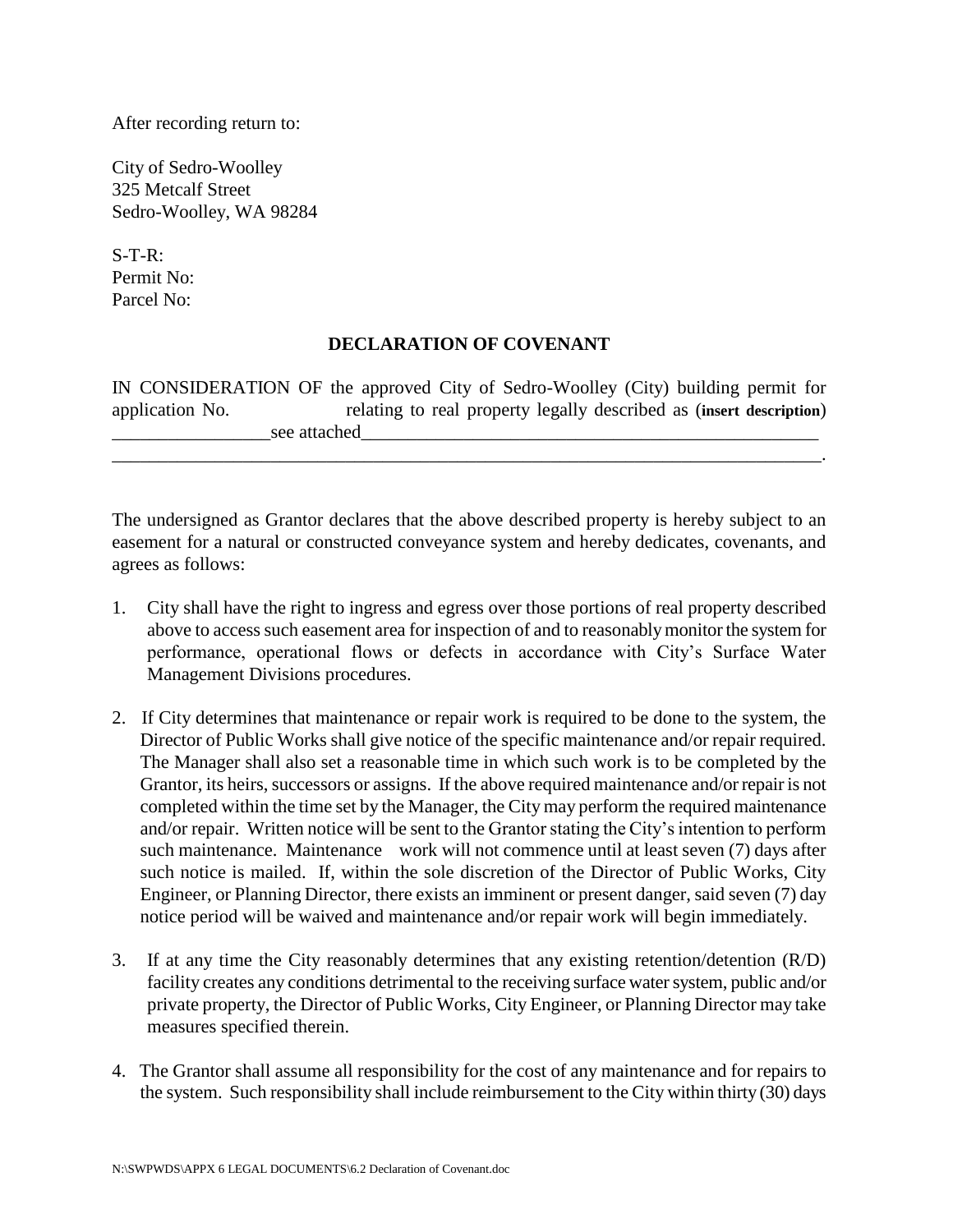After recording return to:

City of Sedro-Woolley
325 Metcalf Street
Sedro-Woolley, WA 98284

S-T-R:
Permit No:
Parcel No:

**DECLARATION OF COVENANT**

IN CONSIDERATION OF the approved City of Sedro-Woolley (City) building permit for application No. relating to real property legally described as (**insert description**) _________________see attached_____________________________________________________
_______________________________________________________________________________.

The undersigned as Grantor declares that the above described property is hereby subject to an easement for a natural or constructed conveyance system and hereby dedicates, covenants, and agrees as follows:

1. City shall have the right to ingress and egress over those portions of real property described above to access such easement area for inspection of and to reasonably monitor the system for performance, operational flows or defects in accordance with City's Surface Water Management Divisions procedures.

2. If City determines that maintenance or repair work is required to be done to the system, the Director of Public Works shall give notice of the specific maintenance and/or repair required. The Manager shall also set a reasonable time in which such work is to be completed by the Grantor, its heirs, successors or assigns. If the above required maintenance and/or repair is not completed within the time set by the Manager, the City may perform the required maintenance and/or repair. Written notice will be sent to the Grantor stating the City's intention to perform such maintenance. Maintenance work will not commence until at least seven (7) days after such notice is mailed. If, within the sole discretion of the Director of Public Works, City Engineer, or Planning Director, there exists an imminent or present danger, said seven (7) day notice period will be waived and maintenance and/or repair work will begin immediately.

3. If at any time the City reasonably determines that any existing retention/detention (R/D) facility creates any conditions detrimental to the receiving surface water system, public and/or private property, the Director of Public Works, City Engineer, or Planning Director may take measures specified therein.

4. The Grantor shall assume all responsibility for the cost of any maintenance and for repairs to the system. Such responsibility shall include reimbursement to the City within thirty (30) days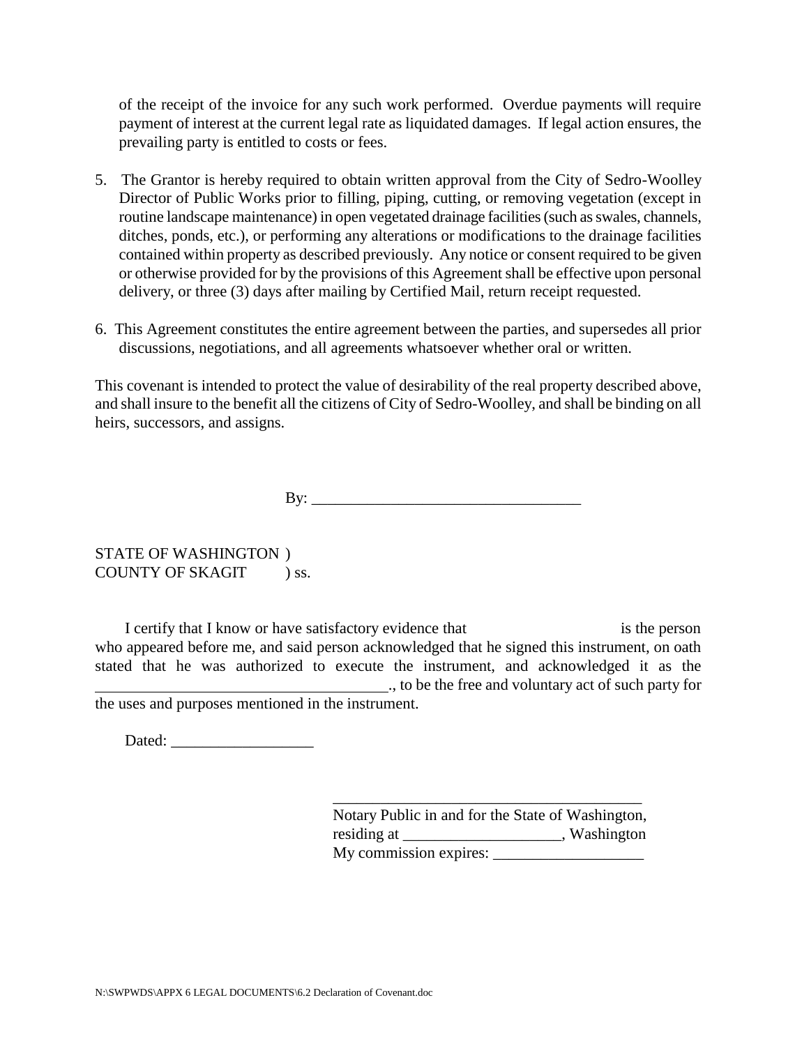of the receipt of the invoice for any such work performed. Overdue payments will require payment of interest at the current legal rate as liquidated damages. If legal action ensures, the prevailing party is entitled to costs or fees.

5. The Grantor is hereby required to obtain written approval from the City of Sedro-Woolley Director of Public Works prior to filling, piping, cutting, or removing vegetation (except in routine landscape maintenance) in open vegetated drainage facilities (such as swales, channels, ditches, ponds, etc.), or performing any alterations or modifications to the drainage facilities contained within property as described previously. Any notice or consent required to be given or otherwise provided for by the provisions of this Agreement shall be effective upon personal delivery, or three (3) days after mailing by Certified Mail, return receipt requested.

6. This Agreement constitutes the entire agreement between the parties, and supersedes all prior discussions, negotiations, and all agreements whatsoever whether oral or written.

This covenant is intended to protect the value of desirability of the real property described above, and shall insure to the benefit all the citizens of City of Sedro-Woolley, and shall be binding on all heirs, successors, and assigns.

By: ___________________________________

STATE OF WASHINGTON )
COUNTY OF SKAGIT ) ss.

I certify that I know or have satisfactory evidence that is the person who appeared before me, and said person acknowledged that he signed this instrument, on oath stated that he was authorized to execute the instrument, and acknowledged it as the ______________________________________., to be the free and voluntary act of such party for the uses and purposes mentioned in the instrument.

Dated: __________________

________________________________________
Notary Public in and for the State of Washington,
residing at ____________________, Washington
My commission expires: ___________________

N:\SWPWDS\APPX 6 LEGAL DOCUMENTS\6.2 Declaration of Covenant.doc